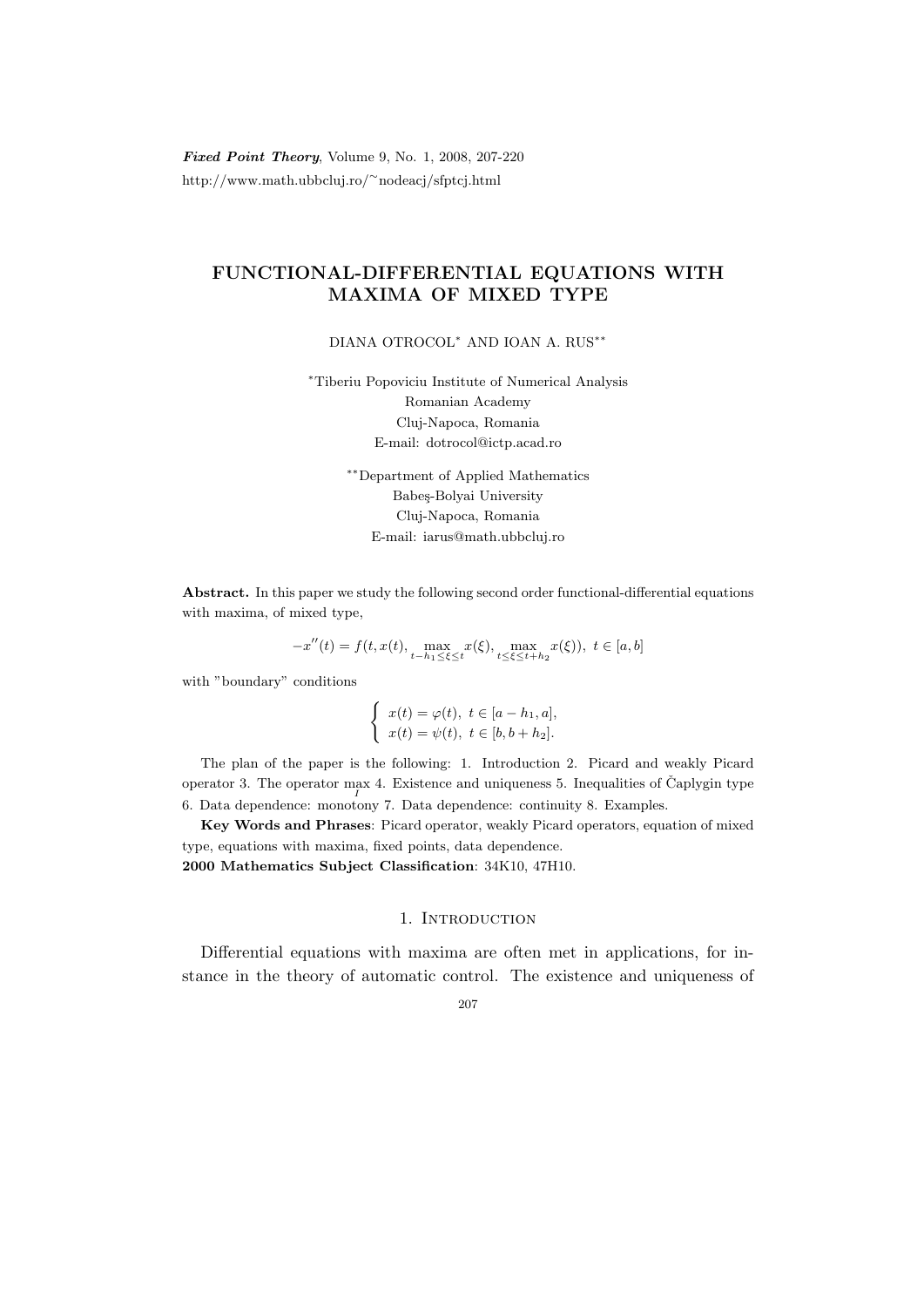# FUNCTIONAL-DIFFERENTIAL EQUATIONS WITH MAXIMA OF MIXED TYPE

DIANA OTROCOL[*] AND IOAN A. RUS[**]

[*]Tiberiu Popoviciu Institute of Numerical Analysis
Romanian Academy
Cluj-Napoca, Romania
E-mail: dotrocol@ictp.acad.ro

[**]Department of Applied Mathematics
Babeş-Bolyai University
Cluj-Napoca, Romania
E-mail: iarus@math.ubbcluj.ro

**Abstract.** In this paper we study the following second order functional-differential equations with maxima, of mixed type,

$$-x''(t) = f(t, x(t), \max_{t-h_1 \leq \xi \leq t} x(\xi), \max_{t \leq \xi \leq t+h_2} x(\xi)),\ t \in [a, b]$$

with "boundary" conditions

$$\begin{cases} x(t) = \varphi(t),\ t \in [a - h_1, a], \\ x(t) = \psi(t),\ t \in [b, b + h_2]. \end{cases}$$

The plan of the paper is the following: 1. Introduction 2. Picard and weakly Picard operator 3. The operator $\max_I$ 4. Existence and uniqueness 5. Inequalities of Čaplygin type 6. Data dependence: monotony 7. Data dependence: continuity 8. Examples.

**Key Words and Phrases**: Picard operator, weakly Picard operators, equation of mixed type, equations with maxima, fixed points, data dependence.

**2000 Mathematics Subject Classification**: 34K10, 47H10.

## 1. Introduction

Differential equations with maxima are often met in applications, for instance in the theory of automatic control. The existence and uniqueness of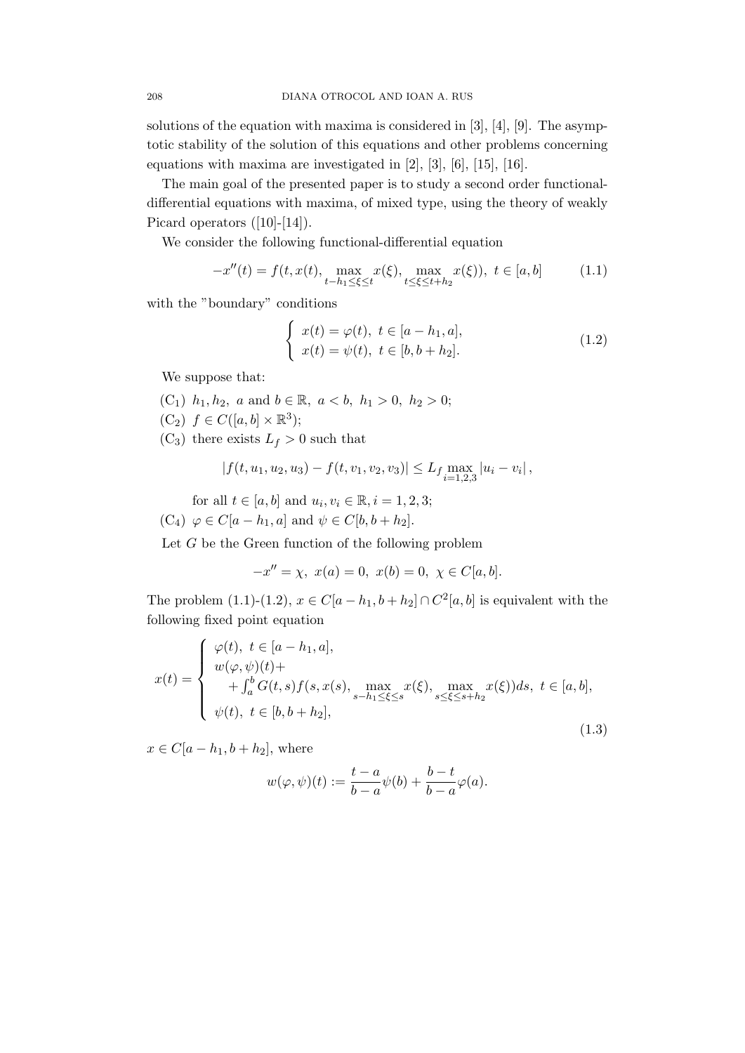solutions of the equation with maxima is considered in [3], [4], [9]. The asymptotic stability of the solution of this equations and other problems concerning equations with maxima are investigated in [2], [3], [6], [15], [16].

The main goal of the presented paper is to study a second order functional-differential equations with maxima, of mixed type, using the theory of weakly Picard operators ([10]-[14]).

We consider the following functional-differential equation

$$-x''(t) = f(t, x(t), \max_{t-h_1 \leq \xi \leq t} x(\xi), \max_{t \leq \xi \leq t+h_2} x(\xi)), \ t \in [a, b] \tag{1.1}$$

with the "boundary" conditions

$$\begin{cases} x(t) = \varphi(t), \ t \in [a - h_1, a], \\ x(t) = \psi(t), \ t \in [b, b + h_2]. \end{cases} \tag{1.2}$$

We suppose that:

($C_1$) $h_1, h_2, \ a$ and $b \in \mathbb{R}, \ a < b, \ h_1 > 0, \ h_2 > 0$;

($C_2$) $f \in C([a, b] \times \mathbb{R}^3)$;

($C_3$) there exists $L_f > 0$ such that

$$|f(t, u_1, u_2, u_3) - f(t, v_1, v_2, v_3)| \leq L_f \max_{i=1,2,3} |u_i - v_i|,$$

for all $t \in [a, b]$ and $u_i, v_i \in \mathbb{R}, i = 1, 2, 3$;

($C_4$) $\varphi \in C[a - h_1, a]$ and $\psi \in C[b, b + h_2]$.

Let $G$ be the Green function of the following problem

$$-x'' = \chi, \ x(a) = 0, \ x(b) = 0, \ \chi \in C[a, b].$$

The problem (1.1)-(1.2), $x \in C[a - h_1, b + h_2] \cap C^2[a, b]$ is equivalent with the following fixed point equation

$$x(t) = \begin{cases} \varphi(t), \ t \in [a - h_1, a], \\ w(\varphi, \psi)(t) + \\ \quad + \int_a^b G(t, s) f(s, x(s), \max_{s-h_1 \leq \xi \leq s} x(\xi), \max_{s \leq \xi \leq s+h_2} x(\xi)) ds, \ t \in [a, b], \\ \psi(t), \ t \in [b, b + h_2], \end{cases} \tag{1.3}$$

$x \in C[a - h_1, b + h_2]$, where

$$w(\varphi, \psi)(t) := \frac{t - a}{b - a} \psi(b) + \frac{b - t}{b - a} \varphi(a).$$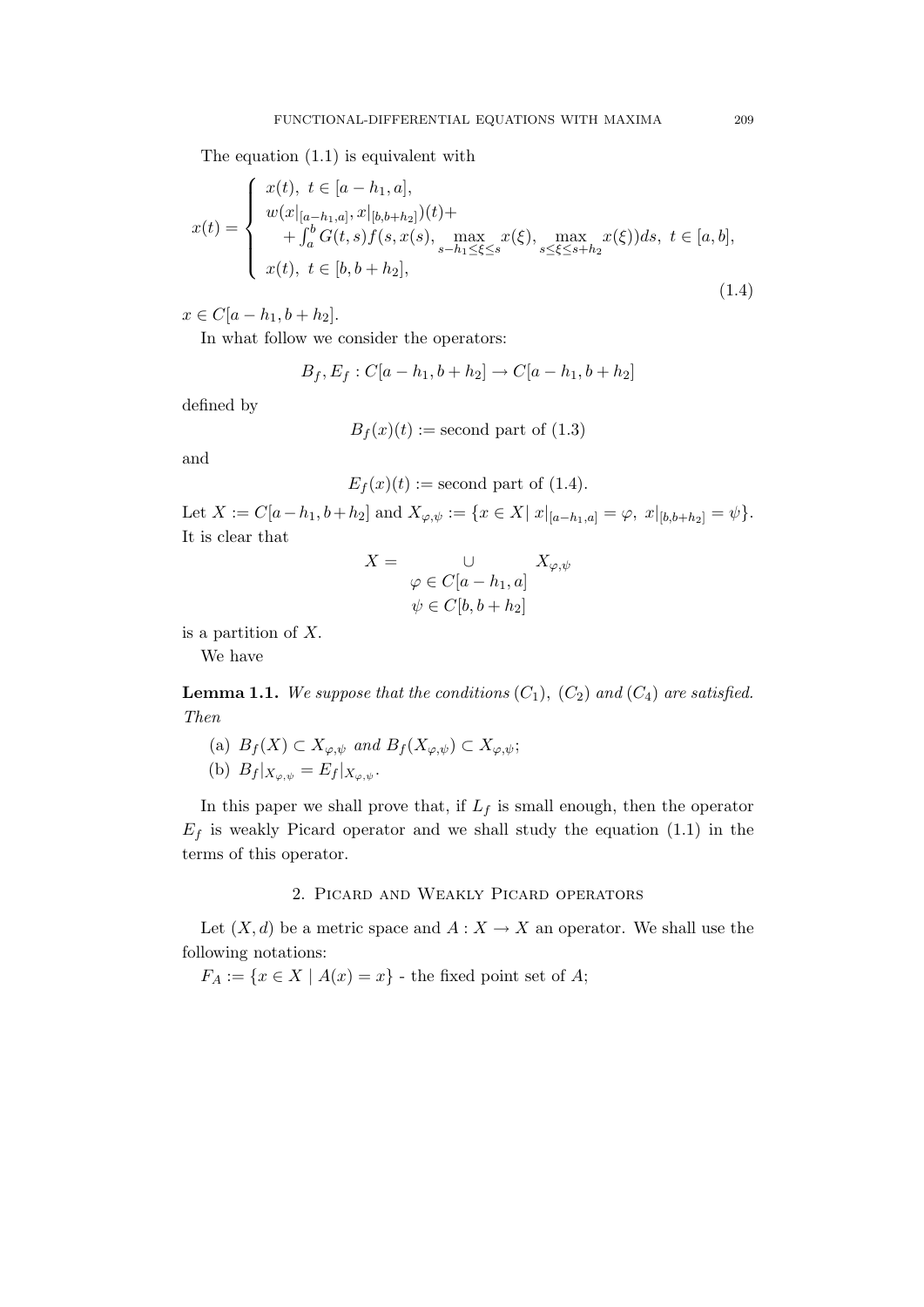The equation (1.1) is equivalent with

$$
x(t) = \begin{cases} x(t), \ t \in [a-h_1, a], \\ w(x|_{[a-h_1,a]}, x|_{[b,b+h_2]})(t) + \\ \quad + \int_a^b G(t,s) f(s, x(s), \max\limits_{s-h_1 \le \xi \le s} x(\xi), \max\limits_{s \le \xi \le s+h_2} x(\xi)) ds, \ t \in [a,b], \\ x(t), \ t \in [b, b+h_2], \end{cases} \tag{1.4}
$$

$x \in C[a-h_1, b+h_2]$.

In what follow we consider the operators:

$$
B_f, E_f : C[a-h_1, b+h_2] \to C[a-h_1, b+h_2]
$$

defined by

$$
B_f(x)(t) := \text{second part of (1.3)}
$$

and

$$
E_f(x)(t) := \text{second part of (1.4)}.
$$

Let $X := C[a-h_1, b+h_2]$ and $X_{\varphi,\psi} := \{x \in X | \ x|_{[a-h_1,a]} = \varphi, \ x|_{[b,b+h_2]} = \psi\}$. It is clear that

$$
X = \bigcup_{\substack{\varphi \in C[a-h_1,a] \\ \psi \in C[b, b+h_2]}} X_{\varphi,\psi}
$$

is a partition of $X$.

We have

**Lemma 1.1.** *We suppose that the conditions* $(C_1)$, $(C_2)$ *and* $(C_4)$ *are satisfied. Then*

(a) $B_f(X) \subset X_{\varphi,\psi}$ *and* $B_f(X_{\varphi,\psi}) \subset X_{\varphi,\psi}$;

(b) $B_f|_{X_{\varphi,\psi}} = E_f|_{X_{\varphi,\psi}}$.

In this paper we shall prove that, if $L_f$ is small enough, then the operator $E_f$ is weakly Picard operator and we shall study the equation (1.1) in the terms of this operator.

## 2. Picard and Weakly Picard operators

Let $(X, d)$ be a metric space and $A : X \to X$ an operator. We shall use the following notations:

$F_A := \{x \in X \mid A(x) = x\}$ - the fixed point set of $A$;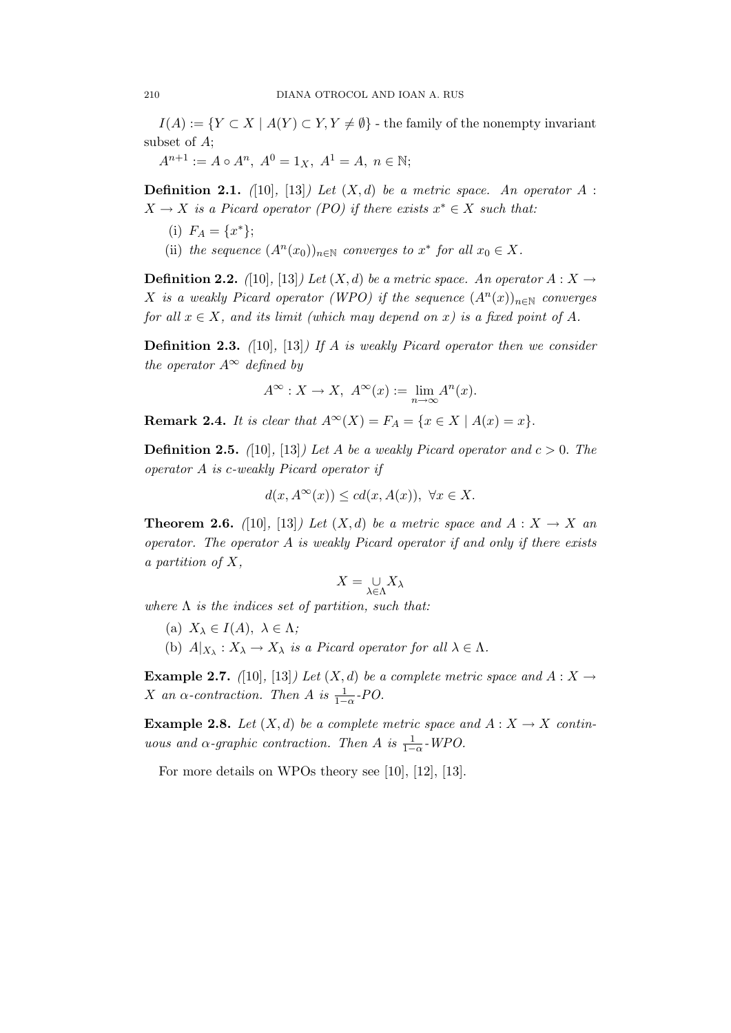$I(A) := \{Y \subset X \mid A(Y) \subset Y, Y \neq \emptyset\}$ - the family of the nonempty invariant subset of $A$;

$A^{n+1} := A \circ A^n,\ A^0 = 1_X,\ A^1 = A,\ n \in \mathbb{N}$;

**Definition 2.1.** *([10], [13]) Let $(X,d)$ be a metric space. An operator $A : X \to X$ is a Picard operator (PO) if there exists $x^* \in X$ such that:*

(i) $F_A = \{x^*\}$;

(ii) *the sequence $(A^n(x_0))_{n\in\mathbb{N}}$ converges to $x^*$ for all $x_0 \in X$.*

**Definition 2.2.** *([10], [13]) Let $(X,d)$ be a metric space. An operator $A : X \to X$ is a weakly Picard operator (WPO) if the sequence $(A^n(x))_{n\in\mathbb{N}}$ converges for all $x \in X$, and its limit (which may depend on $x$) is a fixed point of $A$.*

**Definition 2.3.** *([10], [13]) If $A$ is weakly Picard operator then we consider the operator $A^\infty$ defined by*

$$A^\infty : X \to X,\ A^\infty(x) := \lim_{n\to\infty} A^n(x).$$

**Remark 2.4.** *It is clear that $A^\infty(X) = F_A = \{x \in X \mid A(x) = x\}$.*

**Definition 2.5.** *([10], [13]) Let $A$ be a weakly Picard operator and $c > 0$. The operator $A$ is c-weakly Picard operator if*

$$d(x, A^\infty(x)) \le c d(x, A(x)),\ \forall x \in X.$$

**Theorem 2.6.** *([10], [13]) Let $(X,d)$ be a metric space and $A : X \to X$ an operator. The operator $A$ is weakly Picard operator if and only if there exists a partition of $X$,*

$$X = \underset{\lambda\in\Lambda}{\cup} X_\lambda$$

*where $\Lambda$ is the indices set of partition, such that:*

(a) $X_\lambda \in I(A),\ \lambda \in \Lambda$;

(b) $A|_{X_\lambda} : X_\lambda \to X_\lambda$ *is a Picard operator for all $\lambda \in \Lambda$.*

**Example 2.7.** *([10], [13]) Let $(X,d)$ be a complete metric space and $A : X \to X$ an $\alpha$-contraction. Then $A$ is $\frac{1}{1-\alpha}$-PO.*

**Example 2.8.** *Let $(X,d)$ be a complete metric space and $A : X \to X$ continuous and $\alpha$-graphic contraction. Then $A$ is $\frac{1}{1-\alpha}$-WPO.*

For more details on WPOs theory see [10], [12], [13].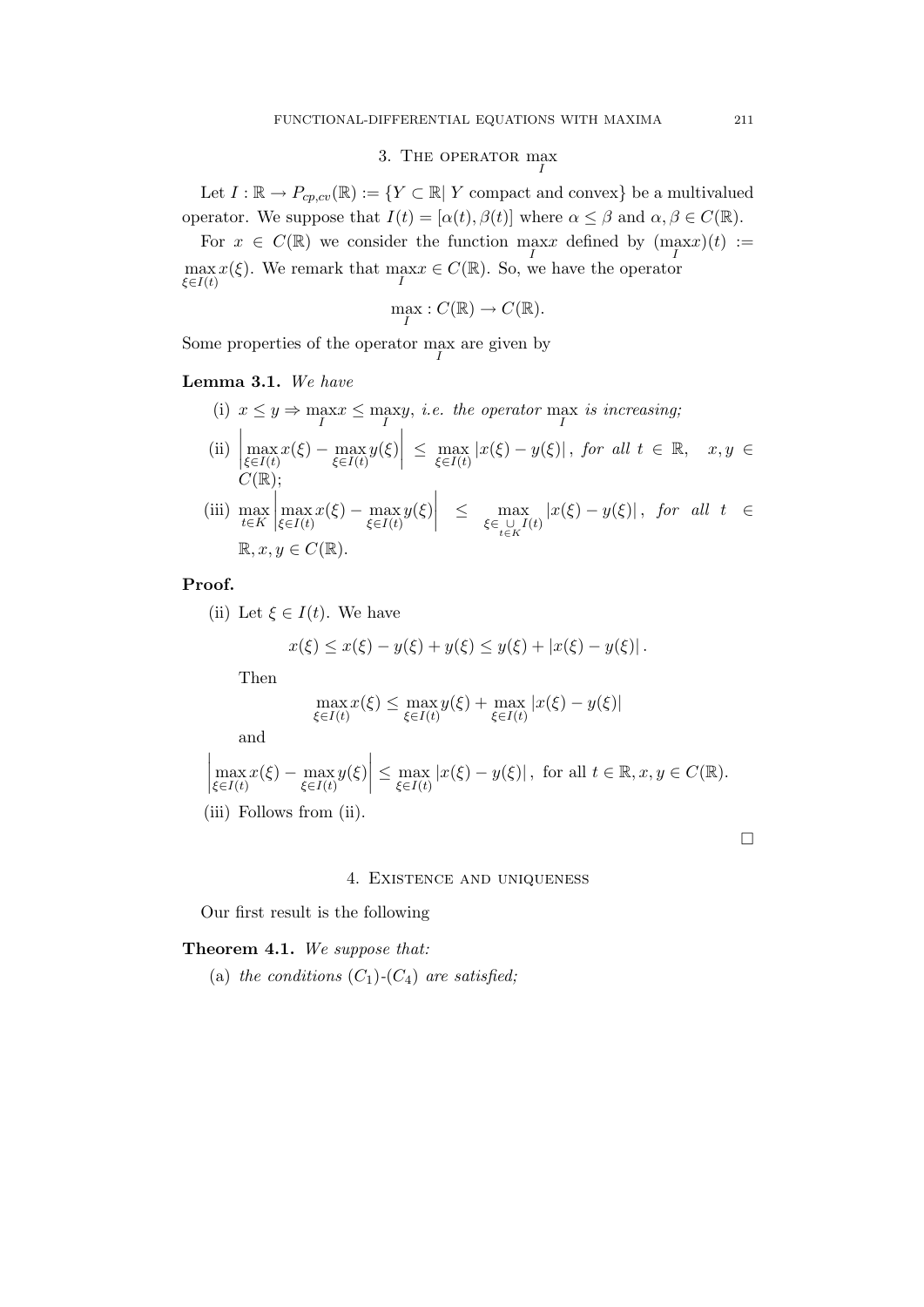## 3. The operator $\max\limits_I$

Let $I : \mathbb{R} \to P_{cp,cv}(\mathbb{R}) := \{Y \subset \mathbb{R} | \ Y \text{ compact and convex}\}$ be a multivalued operator. We suppose that $I(t) = [\alpha(t), \beta(t)]$ where $\alpha \leq \beta$ and $\alpha, \beta \in C(\mathbb{R})$.

For $x \in C(\mathbb{R})$ we consider the function $\max\limits_I x$ defined by $(\max\limits_I x)(t) := \max\limits_{\xi \in I(t)} x(\xi)$. We remark that $\max\limits_I x \in C(\mathbb{R})$. So, we have the operator

$$\max_I : C(\mathbb{R}) \to C(\mathbb{R}).$$

Some properties of the operator $\max\limits_I$ are given by

**Lemma 3.1.** *We have*

(i) $x \leq y \Rightarrow \max\limits_I x \leq \max\limits_I y$, *i.e. the operator* $\max\limits_I$ *is increasing;*

(ii) $\left| \max\limits_{\xi \in I(t)} x(\xi) - \max\limits_{\xi \in I(t)} y(\xi) \right| \leq \max\limits_{\xi \in I(t)} |x(\xi) - y(\xi)|$, *for all* $t \in \mathbb{R}$, $x, y \in C(\mathbb{R})$;

(iii) $\max\limits_{t \in K} \left| \max\limits_{\xi \in I(t)} x(\xi) - \max\limits_{\xi \in I(t)} y(\xi) \right| \leq \max\limits_{\xi \in \underset{t \in K}{\cup} I(t)} |x(\xi) - y(\xi)|$, *for all* $t \in \mathbb{R}, x, y \in C(\mathbb{R})$.

**Proof.**

(ii) Let $\xi \in I(t)$. We have

$$x(\xi) \leq x(\xi) - y(\xi) + y(\xi) \leq y(\xi) + |x(\xi) - y(\xi)| .$$

Then

$$\max_{\xi \in I(t)} x(\xi) \leq \max_{\xi \in I(t)} y(\xi) + \max_{\xi \in I(t)} |x(\xi) - y(\xi)|$$

and

$$\left| \max_{\xi \in I(t)} x(\xi) - \max_{\xi \in I(t)} y(\xi) \right| \leq \max_{\xi \in I(t)} |x(\xi) - y(\xi)| , \text{ for all } t \in \mathbb{R}, x, y \in C(\mathbb{R}).$$

(iii) Follows from (ii).

□

## 4. Existence and uniqueness

Our first result is the following

**Theorem 4.1.** *We suppose that:*

(a) *the conditions* $(C_1)$-$(C_4)$ *are satisfied;*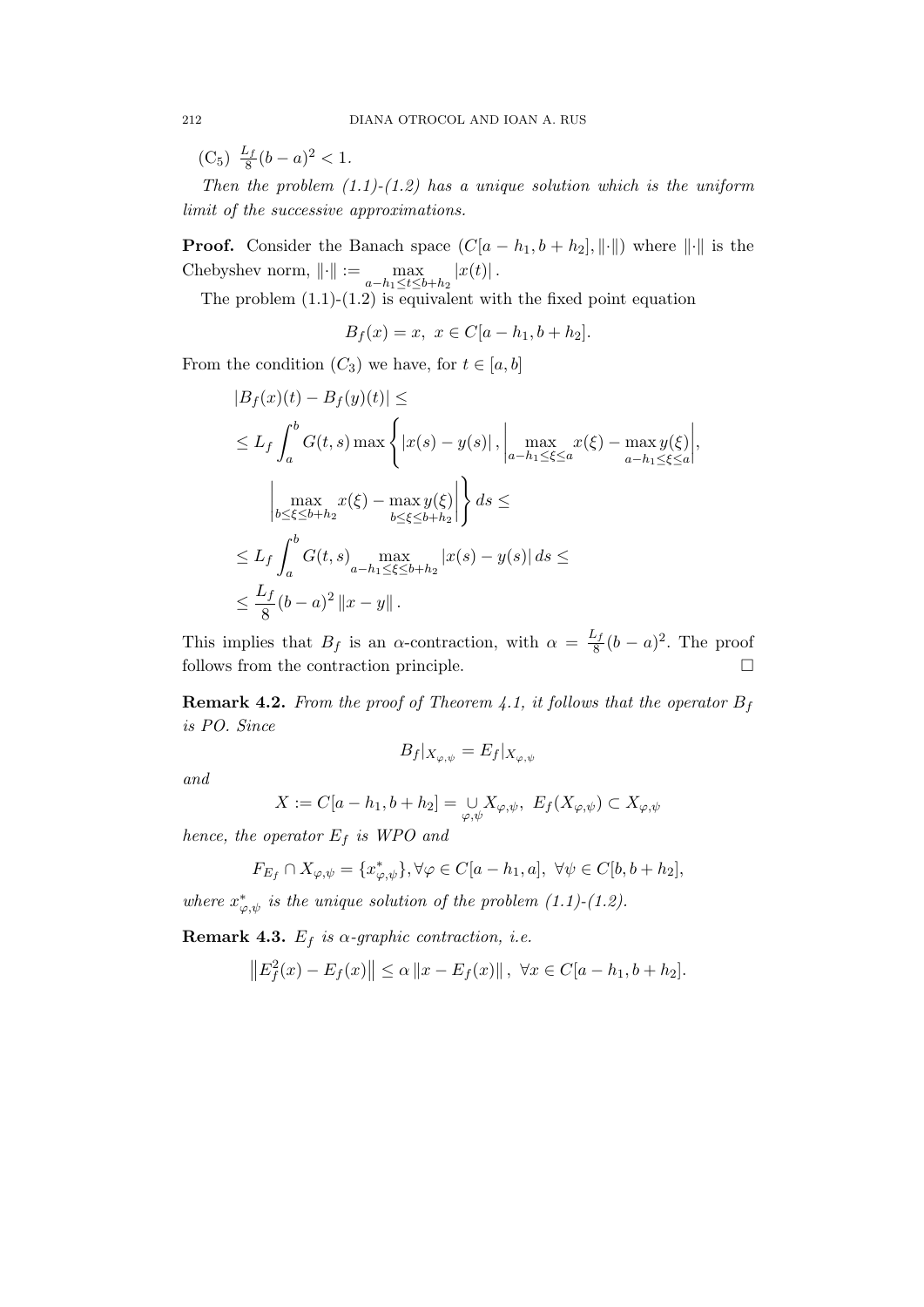($C_5$) $\frac{L_f}{8}(b-a)^2 < 1$.

*Then the problem (1.1)-(1.2) has a unique solution which is the uniform limit of the successive approximations.*

**Proof.** Consider the Banach space $(C[a-h_1, b+h_2], \|\cdot\|)$ where $\|\cdot\|$ is the Chebyshev norm, $\|\cdot\| := \max_{a-h_1 \le t \le b+h_2} |x(t)|$.

The problem (1.1)-(1.2) is equivalent with the fixed point equation

$$B_f(x) = x, \ x \in C[a-h_1, b+h_2].$$

From the condition $(C_3)$ we have, for $t \in [a,b]$

$$|B_f(x)(t) - B_f(y)(t)| \le$$

$$\le L_f \int_a^b G(t,s) \max\left\{ |x(s) - y(s)|, \left| \max_{a-h_1 \le \xi \le a} x(\xi) - \max_{a-h_1 \le \xi \le a} y(\xi) \right|, \right.$$

$$\left. \left| \max_{b \le \xi \le b+h_2} x(\xi) - \max_{b \le \xi \le b+h_2} y(\xi) \right| \right\} ds \le$$

$$\le L_f \int_a^b G(t,s) \max_{a-h_1 \le \xi \le b+h_2} |x(s) - y(s)| \, ds \le$$

$$\le \frac{L_f}{8}(b-a)^2 \|x - y\|.$$

This implies that $B_f$ is an $\alpha$-contraction, with $\alpha = \frac{L_f}{8}(b-a)^2$. The proof follows from the contraction principle. □

**Remark 4.2.** *From the proof of Theorem 4.1, it follows that the operator $B_f$ is PO. Since*

$$B_f|_{X_{\varphi,\psi}} = E_f|_{X_{\varphi,\psi}}$$

*and*

$$X := C[a-h_1, b+h_2] = \bigcup_{\varphi,\psi} X_{\varphi,\psi}, \ E_f(X_{\varphi,\psi}) \subset X_{\varphi,\psi}$$

*hence, the operator $E_f$ is WPO and*

$$F_{E_f} \cap X_{\varphi,\psi} = \{x^*_{\varphi,\psi}\}, \forall \varphi \in C[a-h_1, a], \ \forall \psi \in C[b, b+h_2],$$

*where $x^*_{\varphi,\psi}$ is the unique solution of the problem (1.1)-(1.2).*

**Remark 4.3.** *$E_f$ is $\alpha$-graphic contraction, i.e.*

$$\left\| E_f^2(x) - E_f(x) \right\| \le \alpha \left\| x - E_f(x) \right\|, \ \forall x \in C[a-h_1, b+h_2].$$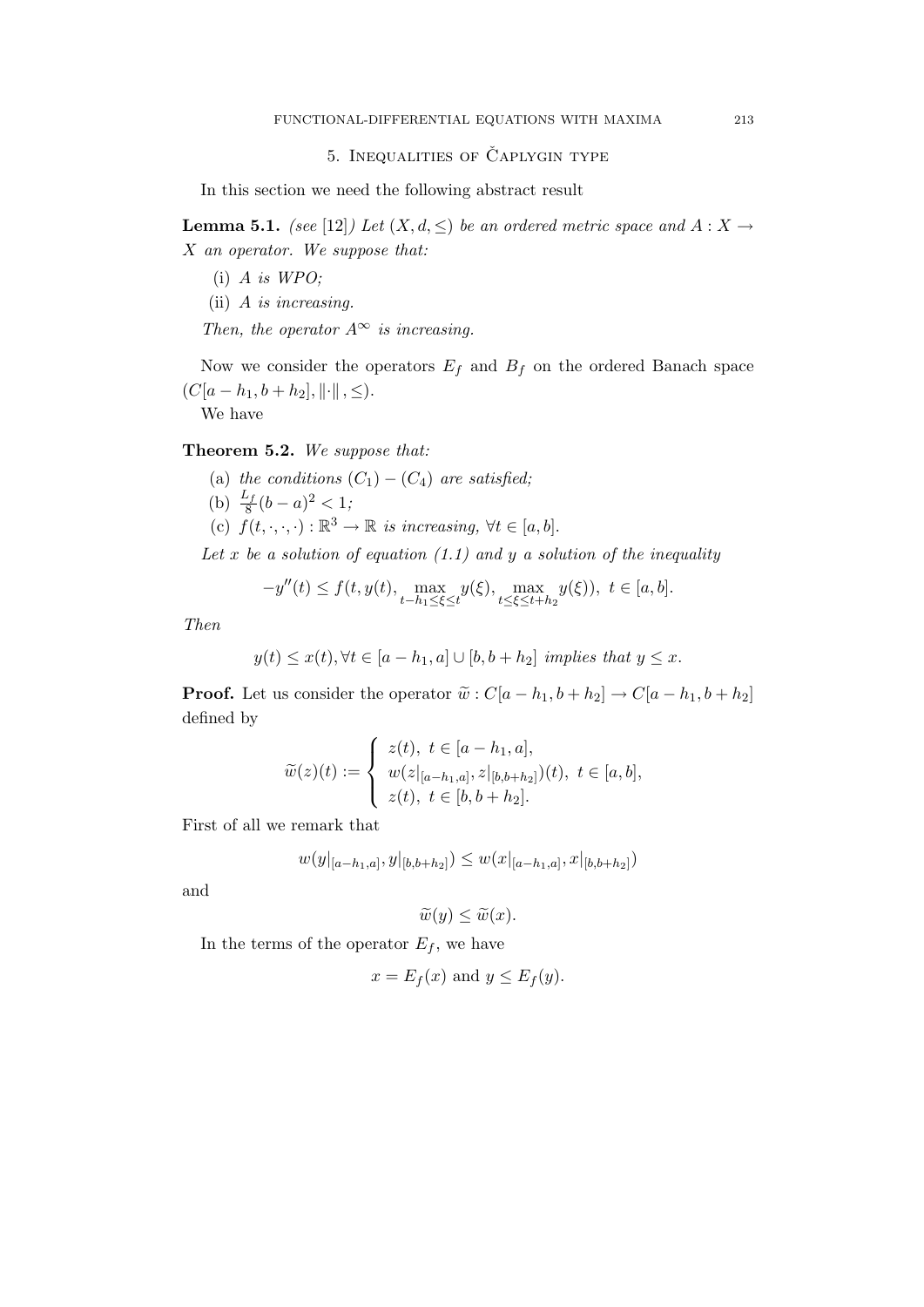## 5. Inequalities of Čaplygin type

In this section we need the following abstract result

**Lemma 5.1.** *(see [12]) Let $(X, d, \leq)$ be an ordered metric space and $A : X \to X$ an operator. We suppose that:*

1. *$A$ is WPO;*
2. *$A$ is increasing.*

*Then, the operator $A^\infty$ is increasing.*

Now we consider the operators $E_f$ and $B_f$ on the ordered Banach space $(C[a - h_1, b + h_2], \|\cdot\|, \leq)$.

We have

**Theorem 5.2.** *We suppose that:*

- (a) *the conditions $(C_1) - (C_4)$ are satisfied;*
- (b) $\frac{L_f}{8}(b-a)^2 < 1$;
- (c) *$f(t, \cdot, \cdot, \cdot) : \mathbb{R}^3 \to \mathbb{R}$ is increasing, $\forall t \in [a, b]$.*

*Let $x$ be a solution of equation (1.1) and $y$ a solution of the inequality*

$$-y''(t) \leq f(t, y(t), \max_{t-h_1 \leq \xi \leq t} y(\xi), \max_{t \leq \xi \leq t+h_2} y(\xi)),\ t \in [a, b].$$

*Then*

$$y(t) \leq x(t), \forall t \in [a - h_1, a] \cup [b, b + h_2] \text{ implies that } y \leq x.$$

**Proof.** Let us consider the operator $\widetilde{w} : C[a - h_1, b + h_2] \to C[a - h_1, b + h_2]$ defined by

$$\widetilde{w}(z)(t) := \begin{cases} z(t),\ t \in [a - h_1, a], \\ w(z|_{[a-h_1,a]}, z|_{[b,b+h_2]})(t),\ t \in [a, b], \\ z(t),\ t \in [b, b + h_2]. \end{cases}$$

First of all we remark that

$$w(y|_{[a-h_1,a]}, y|_{[b,b+h_2]}) \leq w(x|_{[a-h_1,a]}, x|_{[b,b+h_2]})$$

and

$$\widetilde{w}(y) \leq \widetilde{w}(x).$$

In the terms of the operator $E_f$, we have

$$x = E_f(x) \text{ and } y \leq E_f(y).$$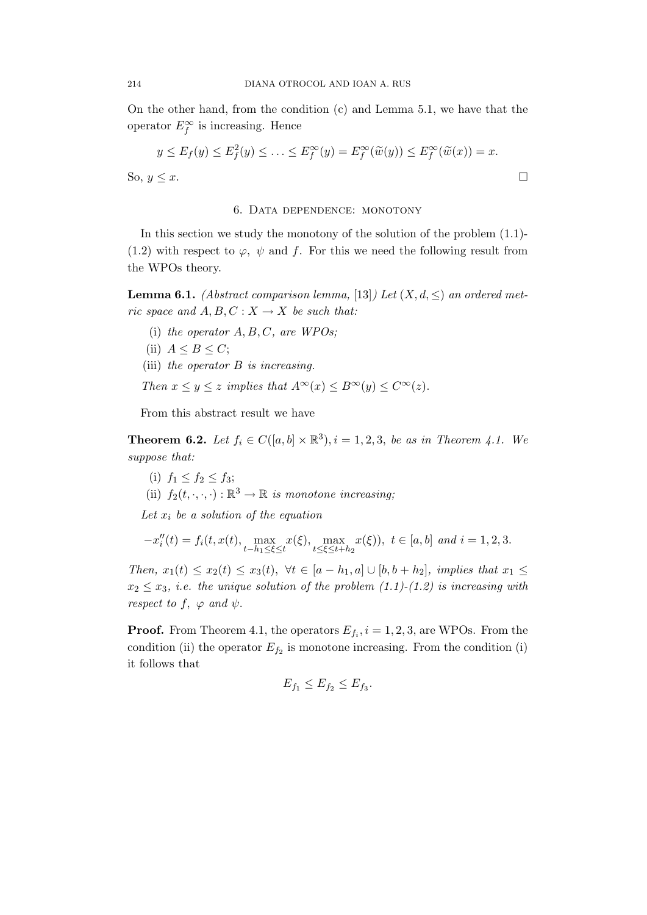On the other hand, from the condition (c) and Lemma 5.1, we have that the operator $E_f^\infty$ is increasing. Hence

$$y \leq E_f(y) \leq E_f^2(y) \leq \ldots \leq E_f^\infty(y) = E_f^\infty(\widetilde{w}(y)) \leq E_f^\infty(\widetilde{w}(x)) = x.$$

So, $y \leq x$. □

## 6. Data dependence: monotony

In this section we study the monotony of the solution of the problem (1.1)-(1.2) with respect to $\varphi$, $\psi$ and $f$. For this we need the following result from the WPOs theory.

**Lemma 6.1.** *(Abstract comparison lemma, [13]) Let $(X, d, \leq)$ an ordered metric space and $A, B, C : X \to X$ be such that:*

(i) *the operator $A, B, C$, are WPOs;*

(ii) $A \leq B \leq C$;

(iii) *the operator $B$ is increasing.*

*Then $x \leq y \leq z$ implies that $A^\infty(x) \leq B^\infty(y) \leq C^\infty(z)$.*

From this abstract result we have

**Theorem 6.2.** *Let $f_i \in C([a, b] \times \mathbb{R}^3), i = 1, 2, 3,$ be as in Theorem 4.1. We suppose that:*

(i) $f_1 \leq f_2 \leq f_3$;

(ii) *$f_2(t, \cdot, \cdot, \cdot) : \mathbb{R}^3 \to \mathbb{R}$ is monotone increasing;*

*Let $x_i$ be a solution of the equation*

$$-x_i''(t) = f_i(t, x(t), \max_{t-h_1 \leq \xi \leq t} x(\xi), \max_{t \leq \xi \leq t+h_2} x(\xi)),\ t \in [a, b] \text{ and } i = 1, 2, 3.$$

*Then, $x_1(t) \leq x_2(t) \leq x_3(t)$, $\forall t \in [a - h_1, a] \cup [b, b + h_2]$, implies that $x_1 \leq x_2 \leq x_3$, i.e. the unique solution of the problem (1.1)-(1.2) is increasing with respect to $f$, $\varphi$ and $\psi$.*

**Proof.** From Theorem 4.1, the operators $E_{f_i}, i = 1, 2, 3$, are WPOs. From the condition (ii) the operator $E_{f_2}$ is monotone increasing. From the condition (i) it follows that

$$E_{f_1} \leq E_{f_2} \leq E_{f_3}.$$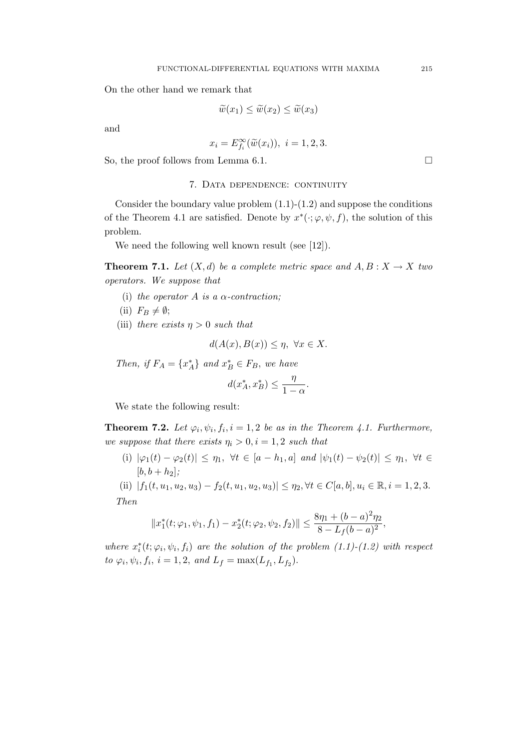On the other hand we remark that

$$\widetilde{w}(x_1) \leq \widetilde{w}(x_2) \leq \widetilde{w}(x_3)$$

and

$$x_i = E_{f_i}^{\infty}(\widetilde{w}(x_i)),\ i = 1, 2, 3.$$

So, the proof follows from Lemma 6.1. $\square$

## 7. Data dependence: continuity

Consider the boundary value problem (1.1)-(1.2) and suppose the conditions of the Theorem 4.1 are satisfied. Denote by $x^*(\cdot; \varphi, \psi, f)$, the solution of this problem.

We need the following well known result (see [12]).

**Theorem 7.1.** *Let $(X, d)$ be a complete metric space and $A, B : X \to X$ two operators. We suppose that*

(i) *the operator $A$ is a $\alpha$-contraction;*

(ii) $F_B \neq \emptyset$;

(iii) *there exists $\eta > 0$ such that*

$$d(A(x), B(x)) \leq \eta,\ \forall x \in X.$$

*Then, if $F_A = \{x_A^*\}$ and $x_B^* \in F_B$, we have*

$$d(x_A^*, x_B^*) \leq \frac{\eta}{1 - \alpha}.$$

We state the following result:

**Theorem 7.2.** *Let $\varphi_i, \psi_i, f_i, i = 1, 2$ be as in the Theorem 4.1. Furthermore, we suppose that there exists $\eta_i > 0, i = 1, 2$ such that*

(i) $|\varphi_1(t) - \varphi_2(t)| \leq \eta_1,\ \forall t \in [a - h_1, a]$ *and* $|\psi_1(t) - \psi_2(t)| \leq \eta_1,\ \forall t \in [b, b + h_2]$*;*

(ii) $|f_1(t, u_1, u_2, u_3) - f_2(t, u_1, u_2, u_3)| \leq \eta_2, \forall t \in C[a, b], u_i \in \mathbb{R}, i = 1, 2, 3.$

*Then*

$$\|x_1^*(t; \varphi_1, \psi_1, f_1) - x_2^*(t; \varphi_2, \psi_2, f_2)\| \leq \frac{8\eta_1 + (b-a)^2\eta_2}{8 - L_f(b-a)^2},$$

*where $x_i^*(t; \varphi_i, \psi_i, f_i)$ are the solution of the problem (1.1)-(1.2) with respect to $\varphi_i, \psi_i, f_i,\ i = 1, 2$, and $L_f = \max(L_{f_1}, L_{f_2})$.*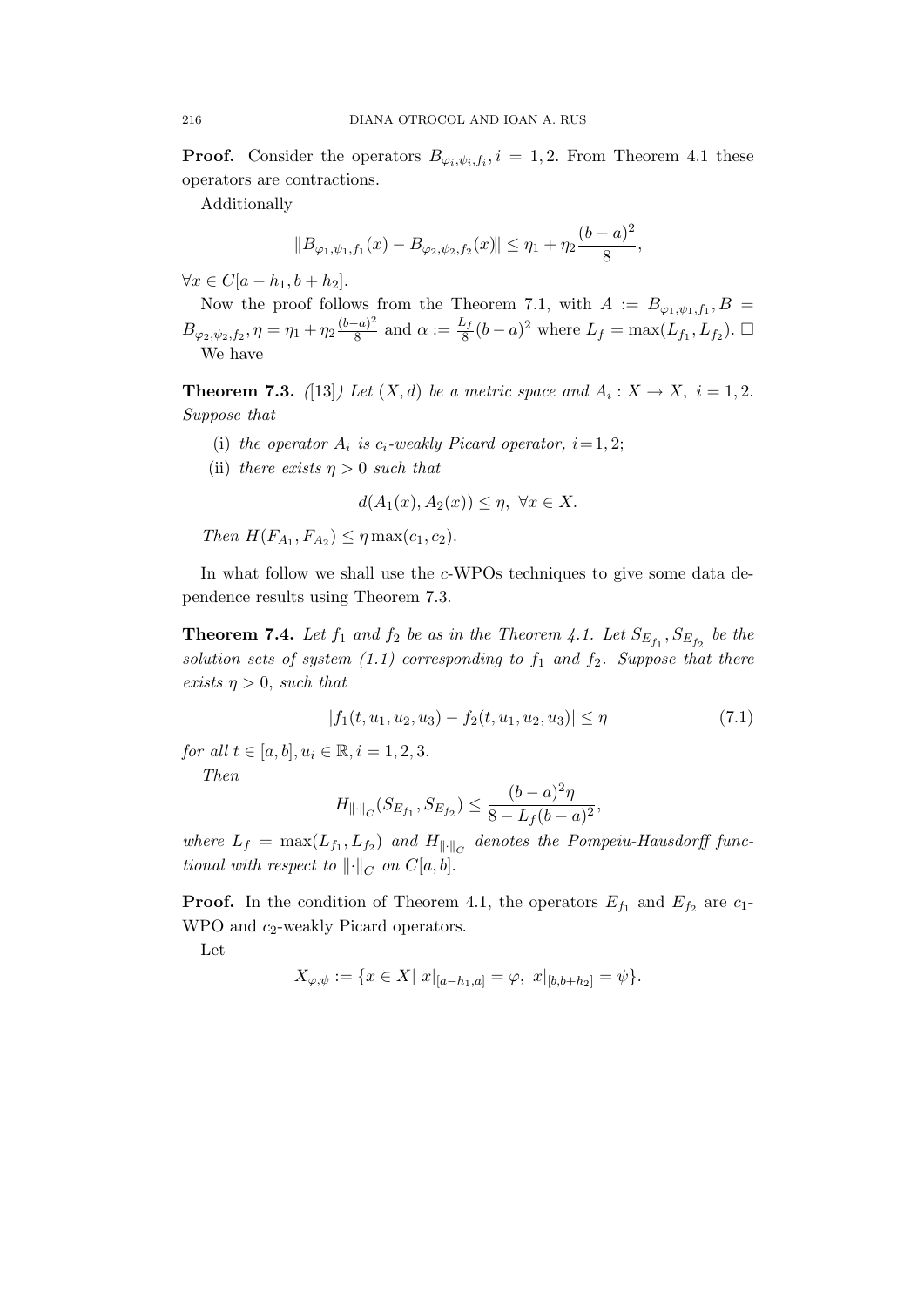**Proof.** Consider the operators $B_{\varphi_i,\psi_i,f_i}, i = 1, 2$. From Theorem 4.1 these operators are contractions.

Additionally

$$\|B_{\varphi_1,\psi_1,f_1}(x) - B_{\varphi_2,\psi_2,f_2}(x)\| \leq \eta_1 + \eta_2 \frac{(b-a)^2}{8},$$

$\forall x \in C[a - h_1, b + h_2]$.

Now the proof follows from the Theorem 7.1, with $A := B_{\varphi_1,\psi_1,f_1}, B = B_{\varphi_2,\psi_2,f_2}, \eta = \eta_1 + \eta_2 \frac{(b-a)^2}{8}$ and $\alpha := \frac{L_f}{8}(b-a)^2$ where $L_f = \max(L_{f_1}, L_{f_2})$. □

We have

**Theorem 7.3.** *([13]) Let $(X, d)$ be a metric space and $A_i : X \to X,\ i = 1, 2$. Suppose that*

(i) *the operator $A_i$ is $c_i$-weakly Picard operator, $i = 1, 2$;*

(ii) *there exists $\eta > 0$ such that*

$$d(A_1(x), A_2(x)) \leq \eta,\ \forall x \in X.$$

*Then $H(F_{A_1}, F_{A_2}) \leq \eta \max(c_1, c_2)$.*

In what follow we shall use the $c$-WPOs techniques to give some data dependence results using Theorem 7.3.

**Theorem 7.4.** *Let $f_1$ and $f_2$ be as in the Theorem 4.1. Let $S_{E_{f_1}}, S_{E_{f_2}}$ be the solution sets of system (1.1) corresponding to $f_1$ and $f_2$. Suppose that there exists $\eta > 0$, such that*

$$|f_1(t, u_1, u_2, u_3) - f_2(t, u_1, u_2, u_3)| \leq \eta \tag{7.1}$$

*for all $t \in [a, b], u_i \in \mathbb{R}, i = 1, 2, 3$.*

*Then*

$$H_{\|\cdot\|_C}(S_{E_{f_1}}, S_{E_{f_2}}) \leq \frac{(b-a)^2 \eta}{8 - L_f(b-a)^2},$$

*where $L_f = \max(L_{f_1}, L_{f_2})$ and $H_{\|\cdot\|_C}$ denotes the Pompeiu-Hausdorff functional with respect to $\|\cdot\|_C$ on $C[a, b]$.*

**Proof.** In the condition of Theorem 4.1, the operators $E_{f_1}$ and $E_{f_2}$ are $c_1$-WPO and $c_2$-weakly Picard operators.

Let

$$X_{\varphi,\psi} := \{x \in X |\ x|_{[a-h_1,a]} = \varphi,\ x|_{[b,b+h_2]} = \psi\}.$$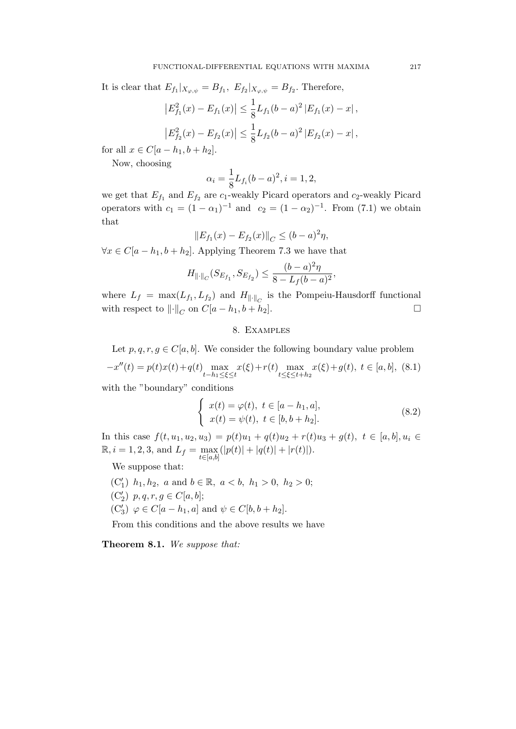It is clear that $E_{f_1}|_{X_{\varphi,\psi}} = B_{f_1},\ E_{f_2}|_{X_{\varphi,\psi}} = B_{f_2}$. Therefore,

$$\left|E_{f_1}^2(x) - E_{f_1}(x)\right| \le \frac{1}{8} L_{f_1}(b-a)^2 \left|E_{f_1}(x) - x\right|,$$

$$\left|E_{f_2}^2(x) - E_{f_2}(x)\right| \le \frac{1}{8} L_{f_2}(b-a)^2 \left|E_{f_2}(x) - x\right|,$$

for all $x \in C[a-h_1, b+h_2]$.

Now, choosing

$$\alpha_i = \frac{1}{8} L_{f_i}(b-a)^2, i = 1, 2,$$

we get that $E_{f_1}$ and $E_{f_2}$ are $c_1$-weakly Picard operators and $c_2$-weakly Picard operators with $c_1 = (1-\alpha_1)^{-1}$ and $c_2 = (1-\alpha_2)^{-1}$. From (7.1) we obtain that

$$\|E_{f_1}(x) - E_{f_2}(x)\|_C \le (b-a)^2 \eta,$$

$\forall x \in C[a-h_1, b+h_2]$. Applying Theorem 7.3 we have that

$$H_{\|\cdot\|_C}(S_{E_{f_1}}, S_{E_{f_2}}) \le \frac{(b-a)^2 \eta}{8 - L_f(b-a)^2},$$

where $L_f = \max(L_{f_1}, L_{f_2})$ and $H_{\|\cdot\|_C}$ is the Pompeiu-Hausdorff functional with respect to $\|\cdot\|_C$ on $C[a-h_1, b+h_2]$. □

## 8. Examples

Let $p, q, r, g \in C[a,b]$. We consider the following boundary value problem

$$-x''(t) = p(t)x(t) + q(t) \max_{t-h_1 \le \xi \le t} x(\xi) + r(t) \max_{t \le \xi \le t+h_2} x(\xi) + g(t),\ t \in [a,b], \quad (8.1)$$

with the "boundary" conditions

$$\begin{cases} x(t) = \varphi(t),\ t \in [a-h_1, a], \\ x(t) = \psi(t),\ t \in [b, b+h_2]. \end{cases} \quad (8.2)$$

In this case $f(t, u_1, u_2, u_3) = p(t)u_1 + q(t)u_2 + r(t)u_3 + g(t),\ t \in [a,b], u_i \in \mathbb{R}, i = 1, 2, 3$, and $L_f = \max_{t \in [a,b]}(|p(t)| + |q(t)| + |r(t)|)$.

We suppose that:

($C_1'$) $h_1, h_2,\ a$ and $b \in \mathbb{R},\ a < b,\ h_1 > 0,\ h_2 > 0$;

($C_2'$) $p, q, r, g \in C[a,b]$;

($C_3'$) $\varphi \in C[a-h_1, a]$ and $\psi \in C[b, b+h_2]$.

From this conditions and the above results we have

**Theorem 8.1.** *We suppose that:*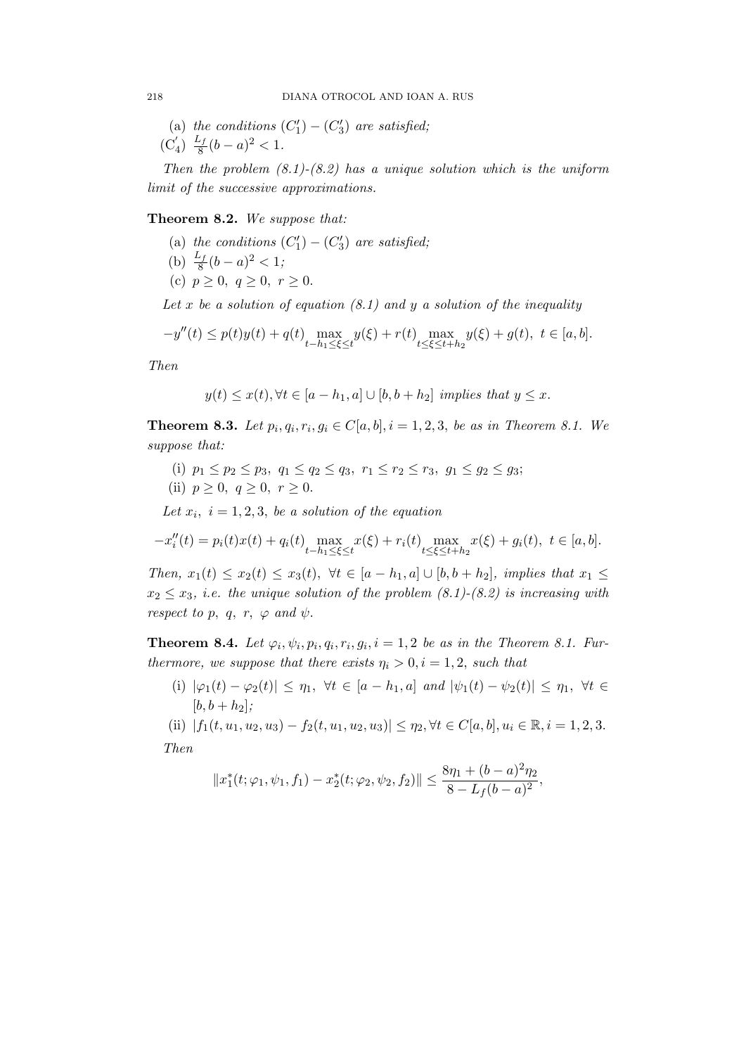(a) *the conditions* $(C_1') - (C_3')$ *are satisfied;*

$(\mathrm{C}_4')$ $\frac{L_f}{8}(b-a)^2 < 1$.

*Then the problem (8.1)-(8.2) has a unique solution which is the uniform limit of the successive approximations.*

**Theorem 8.2.** *We suppose that:*

(a) *the conditions* $(C_1') - (C_3')$ *are satisfied;*

(b) $\frac{L_f}{8}(b-a)^2 < 1$*;*

(c) $p \geq 0,\ q \geq 0,\ r \geq 0$.

*Let $x$ be a solution of equation (8.1) and $y$ a solution of the inequality*

$$-y''(t) \leq p(t)y(t) + q(t)\max_{t-h_1\leq\xi\leq t} y(\xi) + r(t)\max_{t\leq\xi\leq t+h_2} y(\xi) + g(t),\ t\in[a,b].$$

*Then*

$$y(t) \leq x(t), \forall t \in [a-h_1, a]\cup[b, b+h_2] \text{ implies that } y \leq x.$$

**Theorem 8.3.** *Let $p_i, q_i, r_i, g_i \in C[a,b], i = 1,2,3,$ be as in Theorem 8.1. We suppose that:*

(i) $p_1 \leq p_2 \leq p_3,\ q_1 \leq q_2 \leq q_3,\ r_1 \leq r_2 \leq r_3,\ g_1 \leq g_2 \leq g_3$;

(ii) $p \geq 0,\ q \geq 0,\ r \geq 0$.

*Let $x_i,\ i = 1,2,3,$ be a solution of the equation*

$$-x_i''(t) = p_i(t)x(t) + q_i(t)\max_{t-h_1\leq\xi\leq t} x(\xi) + r_i(t)\max_{t\leq\xi\leq t+h_2} x(\xi) + g_i(t),\ t\in[a,b].$$

*Then, $x_1(t) \leq x_2(t) \leq x_3(t),\ \forall t \in [a-h_1, a]\cup[b, b+h_2]$, implies that $x_1 \leq x_2 \leq x_3$, i.e. the unique solution of the problem (8.1)-(8.2) is increasing with respect to $p,\ q,\ r,\ \varphi$ and $\psi$.*

**Theorem 8.4.** *Let $\varphi_i, \psi_i, p_i, q_i, r_i, g_i, i = 1,2$ be as in the Theorem 8.1. Furthermore, we suppose that there exists $\eta_i > 0, i = 1,2,$ such that*

(i) $|\varphi_1(t) - \varphi_2(t)| \leq \eta_1,\ \forall t \in [a-h_1, a]$ *and* $|\psi_1(t) - \psi_2(t)| \leq \eta_1,\ \forall t \in [b, b+h_2]$*;*

(ii) $|f_1(t,u_1,u_2,u_3) - f_2(t,u_1,u_2,u_3)| \leq \eta_2, \forall t \in C[a,b], u_i \in \mathbb{R}, i = 1,2,3.$

*Then*

$$\|x_1^*(t;\varphi_1,\psi_1,f_1) - x_2^*(t;\varphi_2,\psi_2,f_2)\| \leq \frac{8\eta_1 + (b-a)^2\eta_2}{8 - L_f(b-a)^2},$$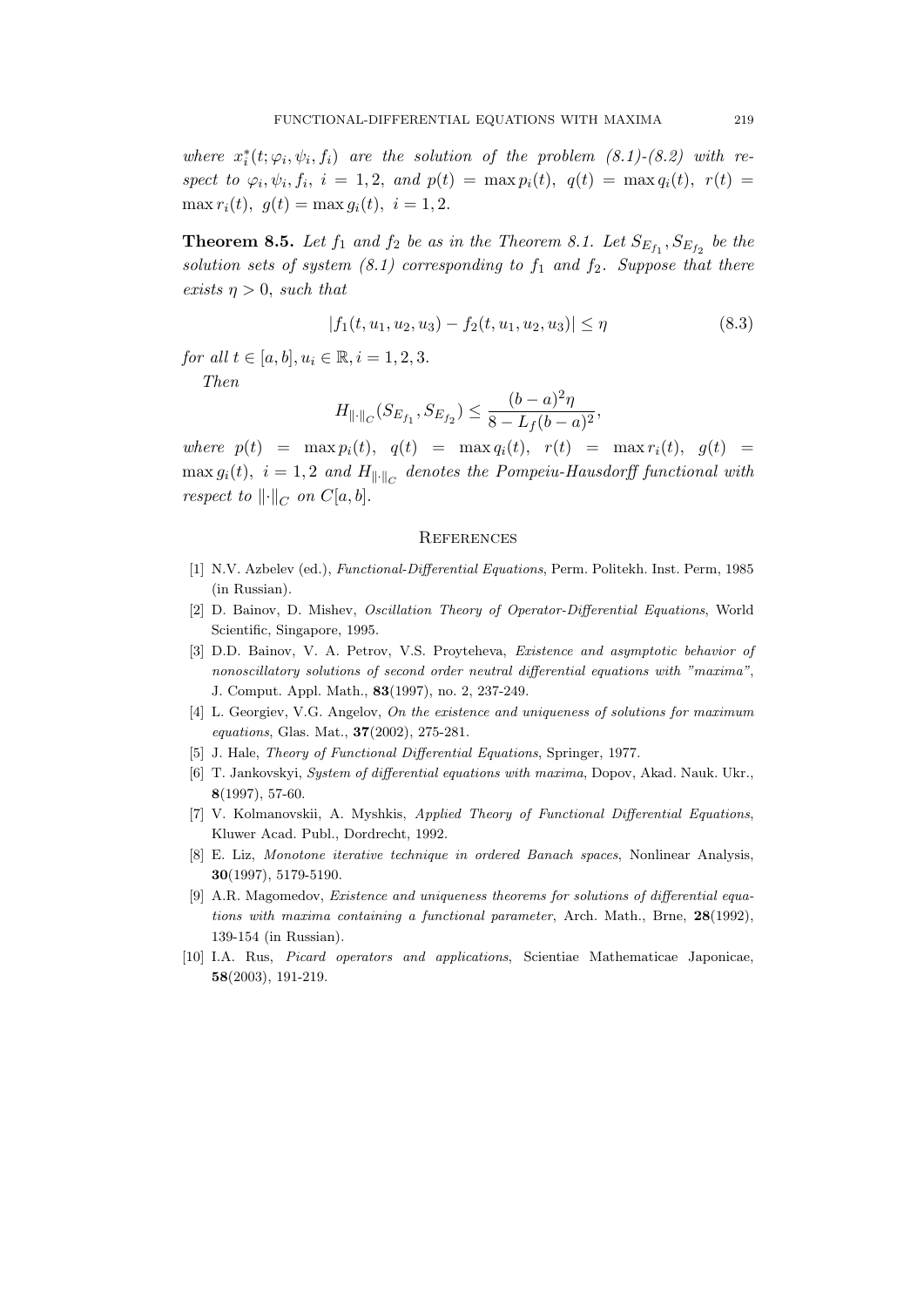*where* $x_i^*(t; \varphi_i, \psi_i, f_i)$ *are the solution of the problem (8.1)-(8.2) with respect to* $\varphi_i, \psi_i, f_i,\ i = 1, 2,$ *and* $p(t) = \max p_i(t),\ q(t) = \max q_i(t),\ r(t) = \max r_i(t),\ g(t) = \max g_i(t),\ i = 1, 2.$

**Theorem 8.5.** *Let* $f_1$ *and* $f_2$ *be as in the Theorem 8.1. Let* $S_{E_{f_1}}, S_{E_{f_2}}$ *be the solution sets of system (8.1) corresponding to* $f_1$ *and* $f_2$*. Suppose that there exists* $\eta > 0$*, such that*

$$|f_1(t, u_1, u_2, u_3) - f_2(t, u_1, u_2, u_3)| \leq \eta \tag{8.3}$$

*for all* $t \in [a, b], u_i \in \mathbb{R}, i = 1, 2, 3.$

*Then*

$$H_{\|\cdot\|_C}(S_{E_{f_1}}, S_{E_{f_2}}) \leq \frac{(b-a)^2 \eta}{8 - L_f(b-a)^2},$$

*where* $p(t) = \max p_i(t),\ q(t) = \max q_i(t),\ r(t) = \max r_i(t),\ g(t) = \max g_i(t),\ i = 1, 2$ *and* $H_{\|\cdot\|_C}$ *denotes the Pompeiu-Hausdorff functional with respect to* $\|\cdot\|_C$ *on* $C[a, b]$.

## References

[1] N.V. Azbelev (ed.), *Functional-Differential Equations*, Perm. Politekh. Inst. Perm, 1985 (in Russian).

[2] D. Bainov, D. Mishev, *Oscillation Theory of Operator-Differential Equations*, World Scientific, Singapore, 1995.

[3] D.D. Bainov, V. A. Petrov, V.S. Proyteheva, *Existence and asymptotic behavior of nonoscillatory solutions of second order neutral differential equations with "maxima"*, J. Comput. Appl. Math., **83**(1997), no. 2, 237-249.

[4] L. Georgiev, V.G. Angelov, *On the existence and uniqueness of solutions for maximum equations*, Glas. Mat., **37**(2002), 275-281.

[5] J. Hale, *Theory of Functional Differential Equations*, Springer, 1977.

[6] T. Jankovskyi, *System of differential equations with maxima*, Dopov, Akad. Nauk. Ukr., **8**(1997), 57-60.

[7] V. Kolmanovskii, A. Myshkis, *Applied Theory of Functional Differential Equations*, Kluwer Acad. Publ., Dordrecht, 1992.

[8] E. Liz, *Monotone iterative technique in ordered Banach spaces*, Nonlinear Analysis, **30**(1997), 5179-5190.

[9] A.R. Magomedov, *Existence and uniqueness theorems for solutions of differential equations with maxima containing a functional parameter*, Arch. Math., Brne, **28**(1992), 139-154 (in Russian).

[10] I.A. Rus, *Picard operators and applications*, Scientiae Mathematicae Japonicae, **58**(2003), 191-219.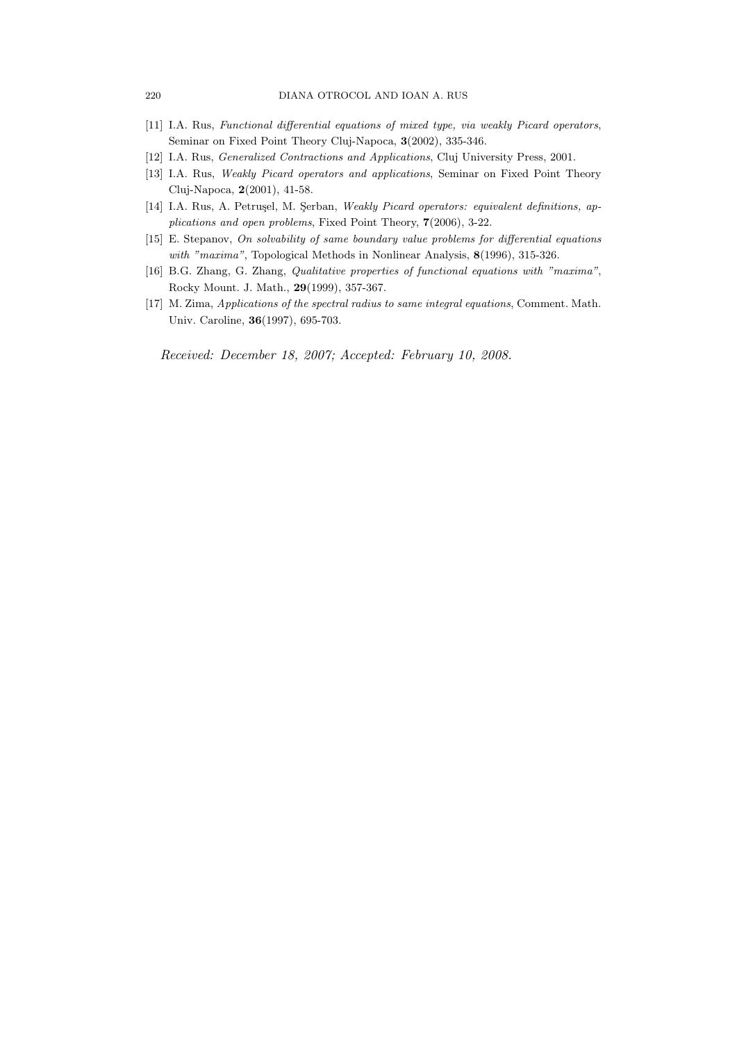[11] I.A. Rus, *Functional differential equations of mixed type, via weakly Picard operators*, Seminar on Fixed Point Theory Cluj-Napoca, **3**(2002), 335-346.

[12] I.A. Rus, *Generalized Contractions and Applications*, Cluj University Press, 2001.

[13] I.A. Rus, *Weakly Picard operators and applications*, Seminar on Fixed Point Theory Cluj-Napoca, **2**(2001), 41-58.

[14] I.A. Rus, A. Petruşel, M. Şerban, *Weakly Picard operators: equivalent definitions, applications and open problems*, Fixed Point Theory, **7**(2006), 3-22.

[15] E. Stepanov, *On solvability of same boundary value problems for differential equations with "maxima"*, Topological Methods in Nonlinear Analysis, **8**(1996), 315-326.

[16] B.G. Zhang, G. Zhang, *Qualitative properties of functional equations with "maxima"*, Rocky Mount. J. Math., **29**(1999), 357-367.

[17] M. Zima, *Applications of the spectral radius to same integral equations*, Comment. Math. Univ. Caroline, **36**(1997), 695-703.

*Received: December 18, 2007; Accepted: February 10, 2008.*